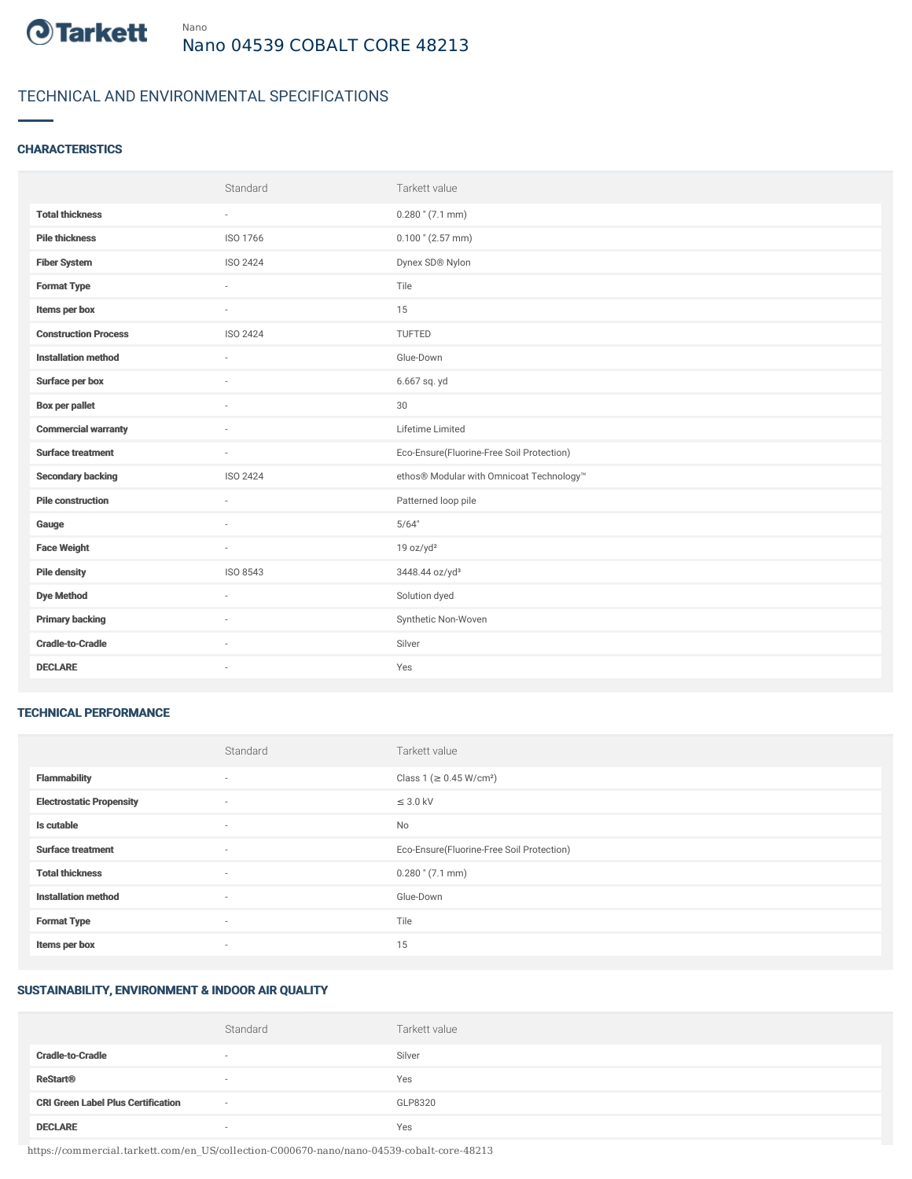Nano

# Nano 04539 COBALT CORE 48213

## TECHNICAL AND ENVIRONMENTAL SPECIFICATIONS

### CHARACTERISTICS

| | Standard | Tarkett value |
|---|---|---|
| **Total thickness** | - | 0.280 " (7.1 mm) |
| **Pile thickness** | ISO 1766 | 0.100 " (2.57 mm) |
| **Fiber System** | ISO 2424 | Dynex SD® Nylon |
| **Format Type** | - | Tile |
| **Items per box** | - | 15 |
| **Construction Process** | ISO 2424 | TUFTED |
| **Installation method** | - | Glue-Down |
| **Surface per box** | - | 6.667 sq. yd |
| **Box per pallet** | - | 30 |
| **Commercial warranty** | - | Lifetime Limited |
| **Surface treatment** | - | Eco-Ensure(Fluorine-Free Soil Protection) |
| **Secondary backing** | ISO 2424 | ethos® Modular with Omnicoat Technology™ |
| **Pile construction** | - | Patterned loop pile |
| **Gauge** | - | 5/64" |
| **Face Weight** | - | 19 oz/yd² |
| **Pile density** | ISO 8543 | 3448.44 oz/yd³ |
| **Dye Method** | - | Solution dyed |
| **Primary backing** | - | Synthetic Non-Woven |
| **Cradle-to-Cradle** | - | Silver |
| **DECLARE** | - | Yes |

### TECHNICAL PERFORMANCE

| | Standard | Tarkett value |
|---|---|---|
| **Flammability** | - | Class 1 (≥ 0.45 W/cm²) |
| **Electrostatic Propensity** | - | ≤ 3.0 kV |
| **Is cutable** | - | No |
| **Surface treatment** | - | Eco-Ensure(Fluorine-Free Soil Protection) |
| **Total thickness** | - | 0.280 " (7.1 mm) |
| **Installation method** | - | Glue-Down |
| **Format Type** | - | Tile |
| **Items per box** | - | 15 |

### SUSTAINABILITY, ENVIRONMENT & INDOOR AIR QUALITY

| | Standard | Tarkett value |
|---|---|---|
| **Cradle-to-Cradle** | - | Silver |
| **ReStart®** | - | Yes |
| **CRI Green Label Plus Certification** | - | GLP8320 |
| **DECLARE** | - | Yes |

https://commercial.tarkett.com/en_US/collection-C000670-nano/nano-04539-cobalt-core-48213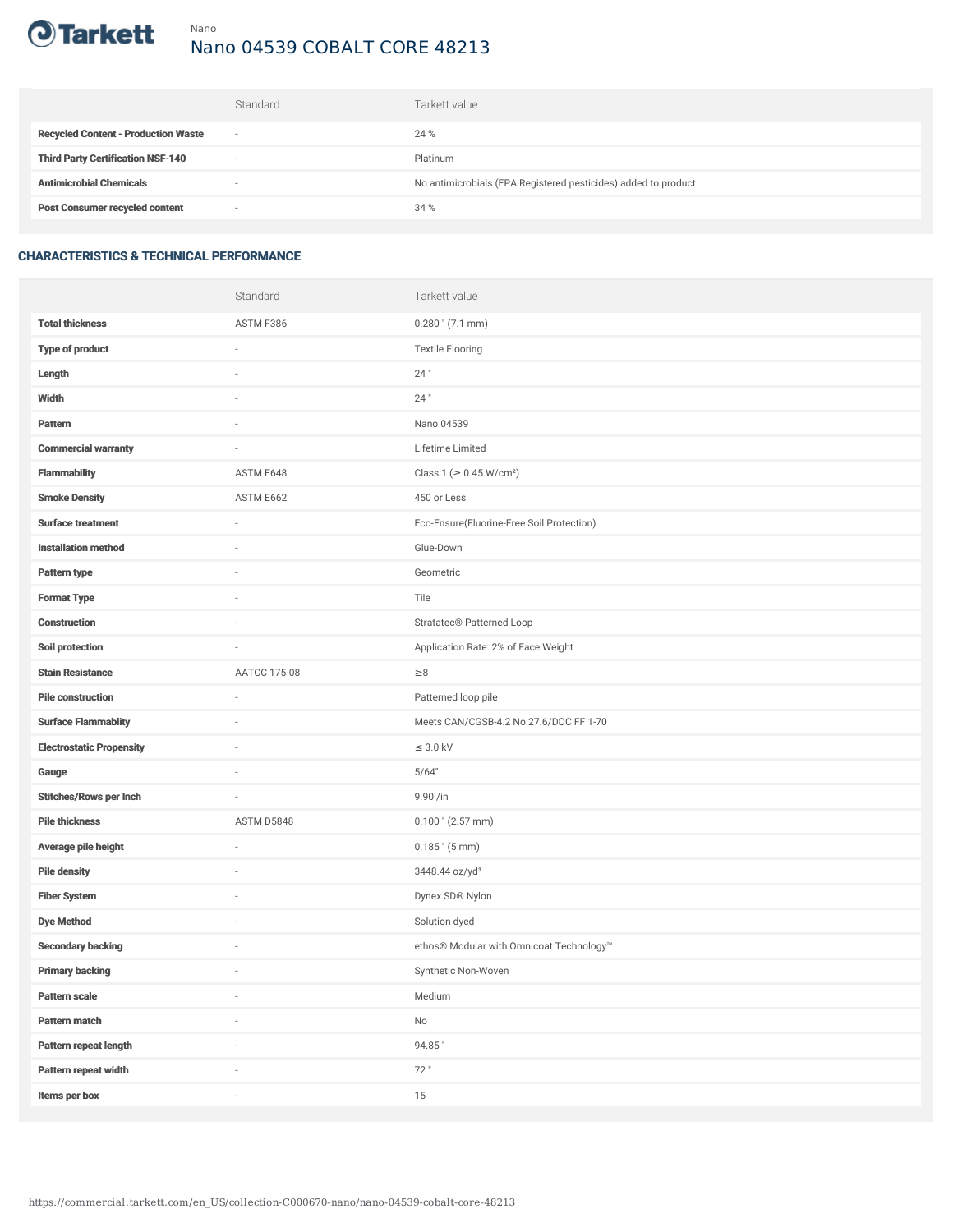Nano

# Nano 04539 COBALT CORE 48213

| | Standard | Tarkett value |
|---|---|---|
| **Recycled Content - Production Waste** | - | 24 % |
| **Third Party Certification NSF-140** | - | Platinum |
| **Antimicrobial Chemicals** | - | No antimicrobials (EPA Registered pesticides) added to product |
| **Post Consumer recycled content** | - | 34 % |

## CHARACTERISTICS & TECHNICAL PERFORMANCE

| | Standard | Tarkett value |
|---|---|---|
| **Total thickness** | ASTM F386 | 0.280 " (7.1 mm) |
| **Type of product** | - | Textile Flooring |
| **Length** | - | 24 " |
| **Width** | - | 24 " |
| **Pattern** | - | Nano 04539 |
| **Commercial warranty** | - | Lifetime Limited |
| **Flammability** | ASTM E648 | Class 1 (≥ 0.45 W/cm²) |
| **Smoke Density** | ASTM E662 | 450 or Less |
| **Surface treatment** | - | Eco-Ensure(Fluorine-Free Soil Protection) |
| **Installation method** | - | Glue-Down |
| **Pattern type** | - | Geometric |
| **Format Type** | - | Tile |
| **Construction** | - | Stratatec® Patterned Loop |
| **Soil protection** | - | Application Rate: 2% of Face Weight |
| **Stain Resistance** | AATCC 175-08 | ≥8 |
| **Pile construction** | - | Patterned loop pile |
| **Surface Flammablity** | - | Meets CAN/CGSB-4.2 No.27.6/DOC FF 1-70 |
| **Electrostatic Propensity** | - | ≤ 3.0 kV |
| **Gauge** | - | 5/64" |
| **Stitches/Rows per Inch** | - | 9.90 /in |
| **Pile thickness** | ASTM D5848 | 0.100 " (2.57 mm) |
| **Average pile height** | - | 0.185 " (5 mm) |
| **Pile density** | - | 3448.44 oz/yd³ |
| **Fiber System** | - | Dynex SD® Nylon |
| **Dye Method** | - | Solution dyed |
| **Secondary backing** | - | ethos® Modular with Omnicoat Technology™ |
| **Primary backing** | - | Synthetic Non-Woven |
| **Pattern scale** | - | Medium |
| **Pattern match** | - | No |
| **Pattern repeat length** | - | 94.85 " |
| **Pattern repeat width** | - | 72 " |
| **Items per box** | - | 15 |

https://commercial.tarkett.com/en_US/collection-C000670-nano/nano-04539-cobalt-core-48213